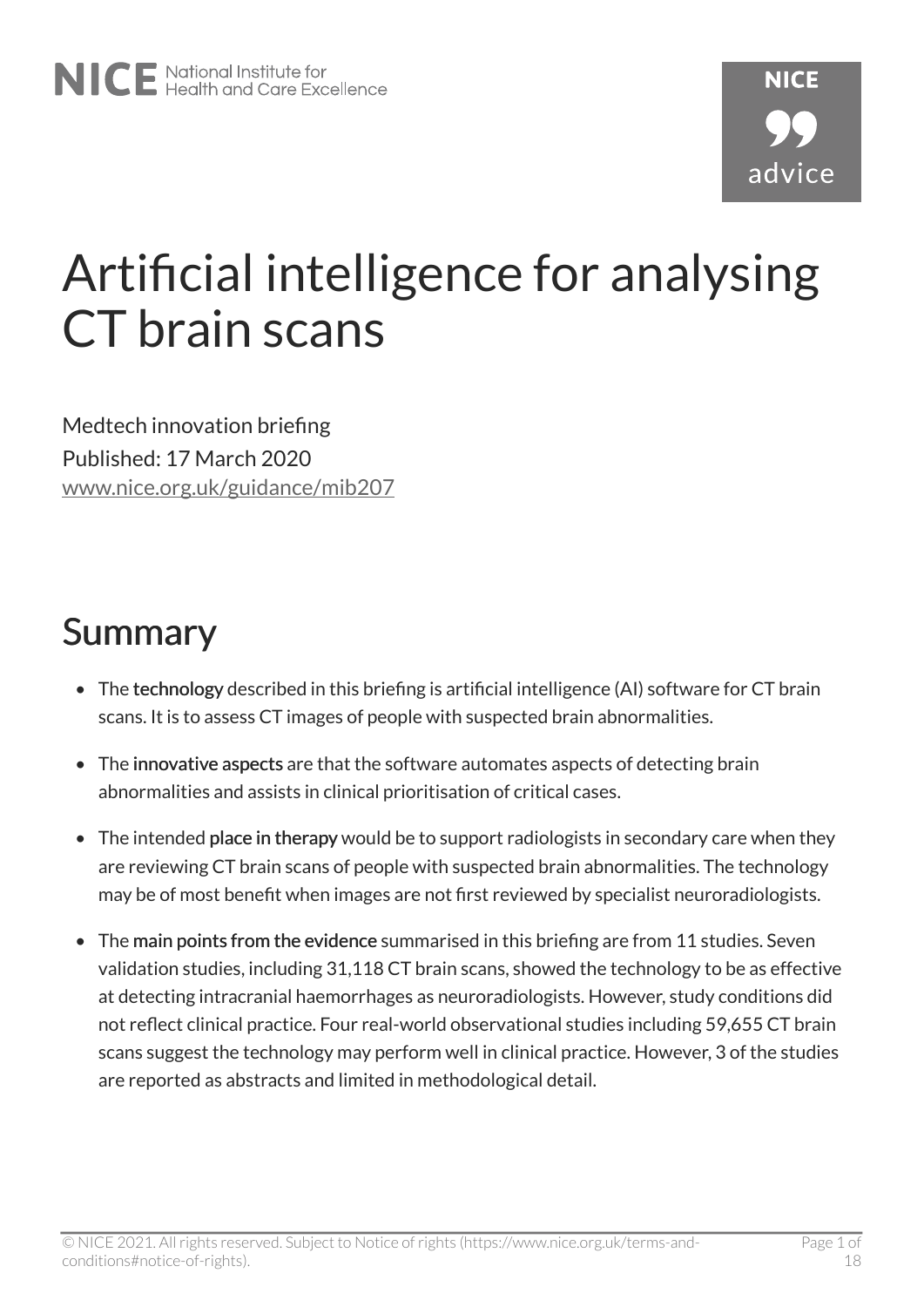# Artificial intelligence for analysing CT brain scans

Medtech innovation briefing
Published: 17 March 2020
www.nice.org.uk/guidance/mib207

## Summary

- The **technology** described in this briefing is artificial intelligence (AI) software for CT brain scans. It is to assess CT images of people with suspected brain abnormalities.
- The **innovative aspects** are that the software automates aspects of detecting brain abnormalities and assists in clinical prioritisation of critical cases.
- The intended **place in therapy** would be to support radiologists in secondary care when they are reviewing CT brain scans of people with suspected brain abnormalities. The technology may be of most benefit when images are not first reviewed by specialist neuroradiologists.
- The **main points from the evidence** summarised in this briefing are from 11 studies. Seven validation studies, including 31,118 CT brain scans, showed the technology to be as effective at detecting intracranial haemorrhages as neuroradiologists. However, study conditions did not reflect clinical practice. Four real-world observational studies including 59,655 CT brain scans suggest the technology may perform well in clinical practice. However, 3 of the studies are reported as abstracts and limited in methodological detail.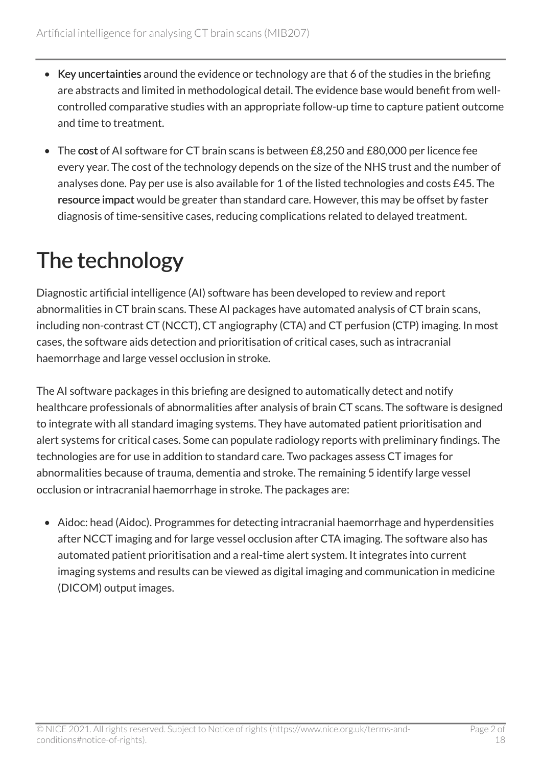- **Key uncertainties** around the evidence or technology are that 6 of the studies in the briefing are abstracts and limited in methodological detail. The evidence base would benefit from well-controlled comparative studies with an appropriate follow-up time to capture patient outcome and time to treatment.
- The **cost** of AI software for CT brain scans is between £8,250 and £80,000 per licence fee every year. The cost of the technology depends on the size of the NHS trust and the number of analyses done. Pay per use is also available for 1 of the listed technologies and costs £45. The **resource impact** would be greater than standard care. However, this may be offset by faster diagnosis of time-sensitive cases, reducing complications related to delayed treatment.

# The technology

Diagnostic artificial intelligence (AI) software has been developed to review and report abnormalities in CT brain scans. These AI packages have automated analysis of CT brain scans, including non-contrast CT (NCCT), CT angiography (CTA) and CT perfusion (CTP) imaging. In most cases, the software aids detection and prioritisation of critical cases, such as intracranial haemorrhage and large vessel occlusion in stroke.

The AI software packages in this briefing are designed to automatically detect and notify healthcare professionals of abnormalities after analysis of brain CT scans. The software is designed to integrate with all standard imaging systems. They have automated patient prioritisation and alert systems for critical cases. Some can populate radiology reports with preliminary findings. The technologies are for use in addition to standard care. Two packages assess CT images for abnormalities because of trauma, dementia and stroke. The remaining 5 identify large vessel occlusion or intracranial haemorrhage in stroke. The packages are:

- Aidoc: head (Aidoc). Programmes for detecting intracranial haemorrhage and hyperdensities after NCCT imaging and for large vessel occlusion after CTA imaging. The software also has automated patient prioritisation and a real-time alert system. It integrates into current imaging systems and results can be viewed as digital imaging and communication in medicine (DICOM) output images.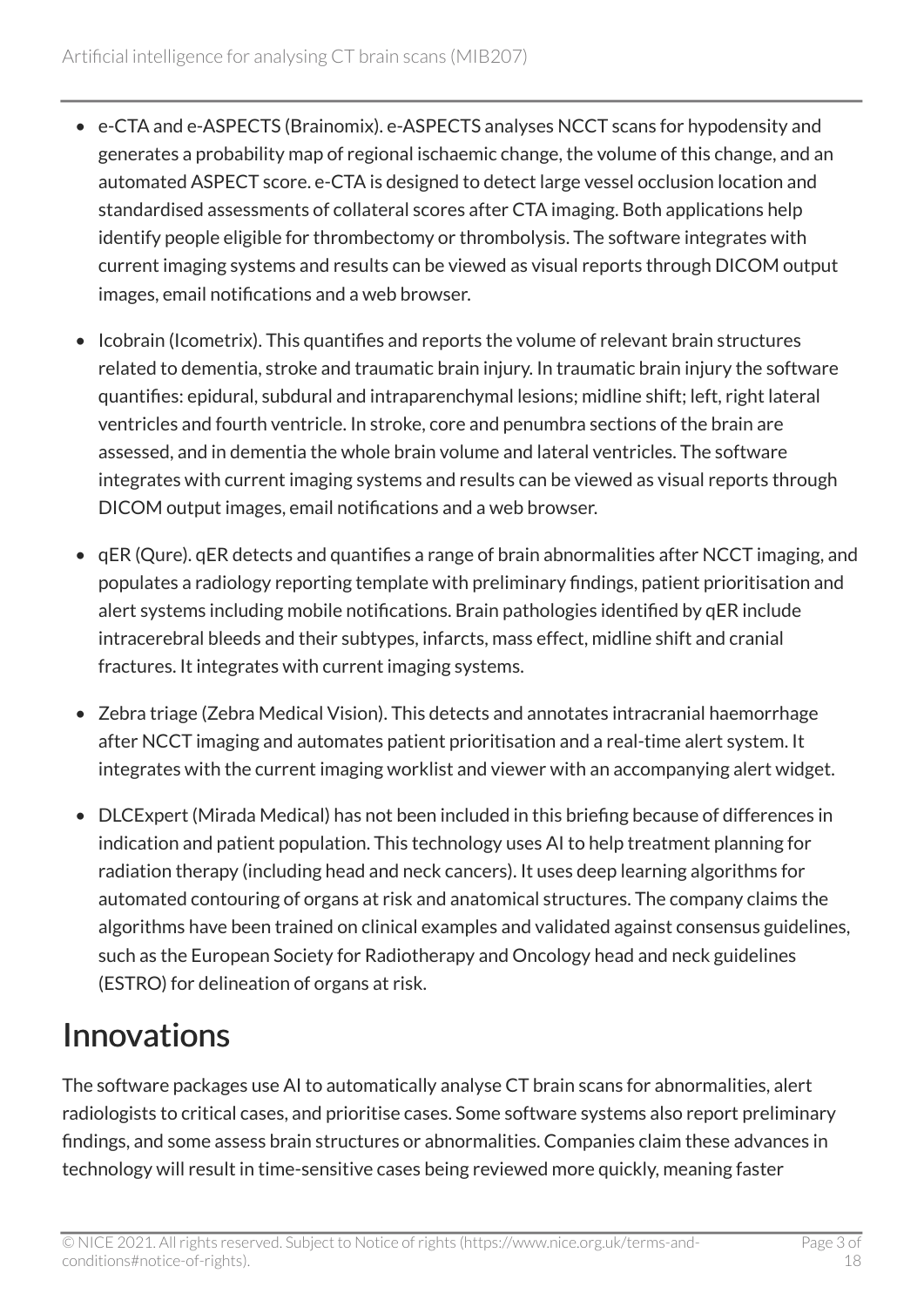- e-CTA and e-ASPECTS (Brainomix). e-ASPECTS analyses NCCT scans for hypodensity and generates a probability map of regional ischaemic change, the volume of this change, and an automated ASPECT score. e-CTA is designed to detect large vessel occlusion location and standardised assessments of collateral scores after CTA imaging. Both applications help identify people eligible for thrombectomy or thrombolysis. The software integrates with current imaging systems and results can be viewed as visual reports through DICOM output images, email notifications and a web browser.
- Icobrain (Icometrix). This quantifies and reports the volume of relevant brain structures related to dementia, stroke and traumatic brain injury. In traumatic brain injury the software quantifies: epidural, subdural and intraparenchymal lesions; midline shift; left, right lateral ventricles and fourth ventricle. In stroke, core and penumbra sections of the brain are assessed, and in dementia the whole brain volume and lateral ventricles. The software integrates with current imaging systems and results can be viewed as visual reports through DICOM output images, email notifications and a web browser.
- qER (Qure). qER detects and quantifies a range of brain abnormalities after NCCT imaging, and populates a radiology reporting template with preliminary findings, patient prioritisation and alert systems including mobile notifications. Brain pathologies identified by qER include intracerebral bleeds and their subtypes, infarcts, mass effect, midline shift and cranial fractures. It integrates with current imaging systems.
- Zebra triage (Zebra Medical Vision). This detects and annotates intracranial haemorrhage after NCCT imaging and automates patient prioritisation and a real-time alert system. It integrates with the current imaging worklist and viewer with an accompanying alert widget.
- DLCExpert (Mirada Medical) has not been included in this briefing because of differences in indication and patient population. This technology uses AI to help treatment planning for radiation therapy (including head and neck cancers). It uses deep learning algorithms for automated contouring of organs at risk and anatomical structures. The company claims the algorithms have been trained on clinical examples and validated against consensus guidelines, such as the European Society for Radiotherapy and Oncology head and neck guidelines (ESTRO) for delineation of organs at risk.

# Innovations

The software packages use AI to automatically analyse CT brain scans for abnormalities, alert radiologists to critical cases, and prioritise cases. Some software systems also report preliminary findings, and some assess brain structures or abnormalities. Companies claim these advances in technology will result in time-sensitive cases being reviewed more quickly, meaning faster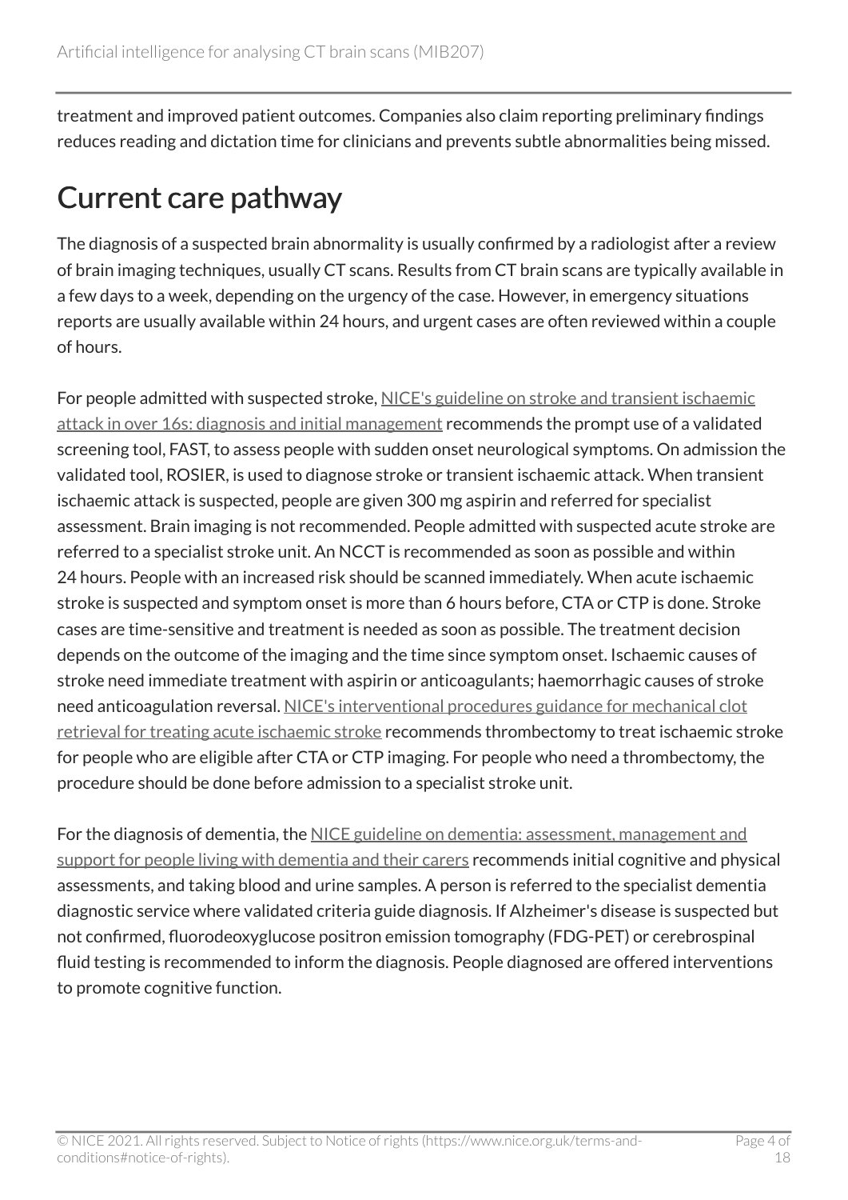treatment and improved patient outcomes. Companies also claim reporting preliminary findings reduces reading and dictation time for clinicians and prevents subtle abnormalities being missed.

## Current care pathway

The diagnosis of a suspected brain abnormality is usually confirmed by a radiologist after a review of brain imaging techniques, usually CT scans. Results from CT brain scans are typically available in a few days to a week, depending on the urgency of the case. However, in emergency situations reports are usually available within 24 hours, and urgent cases are often reviewed within a couple of hours.

For people admitted with suspected stroke, NICE's guideline on stroke and transient ischaemic attack in over 16s: diagnosis and initial management recommends the prompt use of a validated screening tool, FAST, to assess people with sudden onset neurological symptoms. On admission the validated tool, ROSIER, is used to diagnose stroke or transient ischaemic attack. When transient ischaemic attack is suspected, people are given 300 mg aspirin and referred for specialist assessment. Brain imaging is not recommended. People admitted with suspected acute stroke are referred to a specialist stroke unit. An NCCT is recommended as soon as possible and within 24 hours. People with an increased risk should be scanned immediately. When acute ischaemic stroke is suspected and symptom onset is more than 6 hours before, CTA or CTP is done. Stroke cases are time-sensitive and treatment is needed as soon as possible. The treatment decision depends on the outcome of the imaging and the time since symptom onset. Ischaemic causes of stroke need immediate treatment with aspirin or anticoagulants; haemorrhagic causes of stroke need anticoagulation reversal. NICE's interventional procedures guidance for mechanical clot retrieval for treating acute ischaemic stroke recommends thrombectomy to treat ischaemic stroke for people who are eligible after CTA or CTP imaging. For people who need a thrombectomy, the procedure should be done before admission to a specialist stroke unit.

For the diagnosis of dementia, the NICE guideline on dementia: assessment, management and support for people living with dementia and their carers recommends initial cognitive and physical assessments, and taking blood and urine samples. A person is referred to the specialist dementia diagnostic service where validated criteria guide diagnosis. If Alzheimer's disease is suspected but not confirmed, fluorodeoxyglucose positron emission tomography (FDG-PET) or cerebrospinal fluid testing is recommended to inform the diagnosis. People diagnosed are offered interventions to promote cognitive function.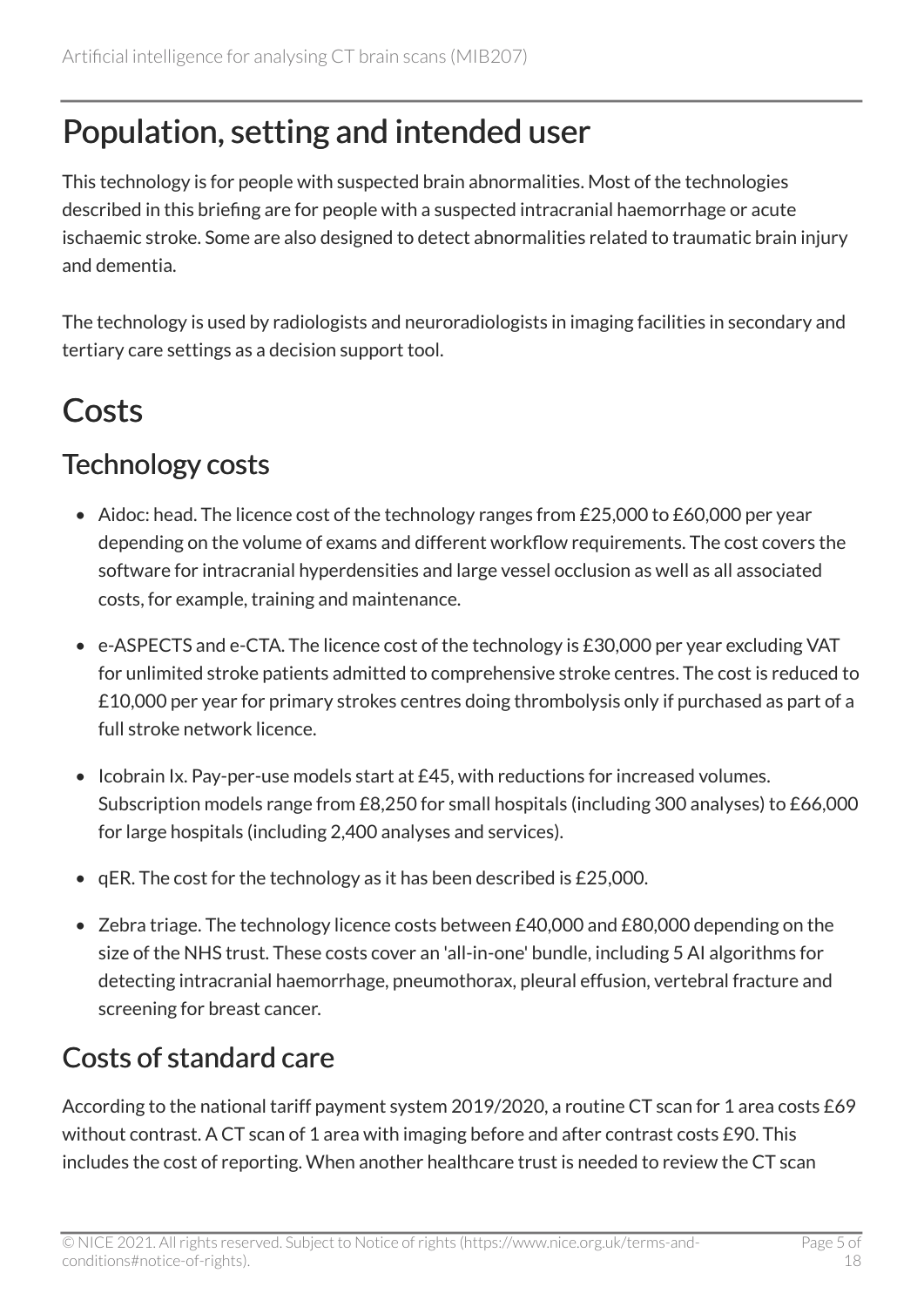## Population, setting and intended user

This technology is for people with suspected brain abnormalities. Most of the technologies described in this briefing are for people with a suspected intracranial haemorrhage or acute ischaemic stroke. Some are also designed to detect abnormalities related to traumatic brain injury and dementia.

The technology is used by radiologists and neuroradiologists in imaging facilities in secondary and tertiary care settings as a decision support tool.

## Costs

### Technology costs

- Aidoc: head. The licence cost of the technology ranges from £25,000 to £60,000 per year depending on the volume of exams and different workflow requirements. The cost covers the software for intracranial hyperdensities and large vessel occlusion as well as all associated costs, for example, training and maintenance.
- e-ASPECTS and e-CTA. The licence cost of the technology is £30,000 per year excluding VAT for unlimited stroke patients admitted to comprehensive stroke centres. The cost is reduced to £10,000 per year for primary strokes centres doing thrombolysis only if purchased as part of a full stroke network licence.
- Icobrain Ix. Pay-per-use models start at £45, with reductions for increased volumes. Subscription models range from £8,250 for small hospitals (including 300 analyses) to £66,000 for large hospitals (including 2,400 analyses and services).
- qER. The cost for the technology as it has been described is £25,000.
- Zebra triage. The technology licence costs between £40,000 and £80,000 depending on the size of the NHS trust. These costs cover an 'all-in-one' bundle, including 5 AI algorithms for detecting intracranial haemorrhage, pneumothorax, pleural effusion, vertebral fracture and screening for breast cancer.

### Costs of standard care

According to the national tariff payment system 2019/2020, a routine CT scan for 1 area costs £69 without contrast. A CT scan of 1 area with imaging before and after contrast costs £90. This includes the cost of reporting. When another healthcare trust is needed to review the CT scan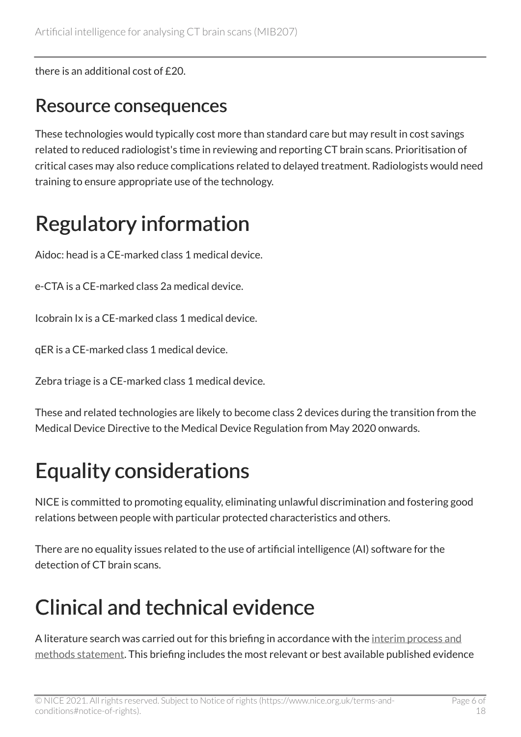there is an additional cost of £20.

## Resource consequences

These technologies would typically cost more than standard care but may result in cost savings related to reduced radiologist's time in reviewing and reporting CT brain scans. Prioritisation of critical cases may also reduce complications related to delayed treatment. Radiologists would need training to ensure appropriate use of the technology.

# Regulatory information

Aidoc: head is a CE-marked class 1 medical device.

e-CTA is a CE-marked class 2a medical device.

Icobrain Ix is a CE-marked class 1 medical device.

qER is a CE-marked class 1 medical device.

Zebra triage is a CE-marked class 1 medical device.

These and related technologies are likely to become class 2 devices during the transition from the Medical Device Directive to the Medical Device Regulation from May 2020 onwards.

# Equality considerations

NICE is committed to promoting equality, eliminating unlawful discrimination and fostering good relations between people with particular protected characteristics and others.

There are no equality issues related to the use of artificial intelligence (AI) software for the detection of CT brain scans.

# Clinical and technical evidence

A literature search was carried out for this briefing in accordance with the interim process and methods statement. This briefing includes the most relevant or best available published evidence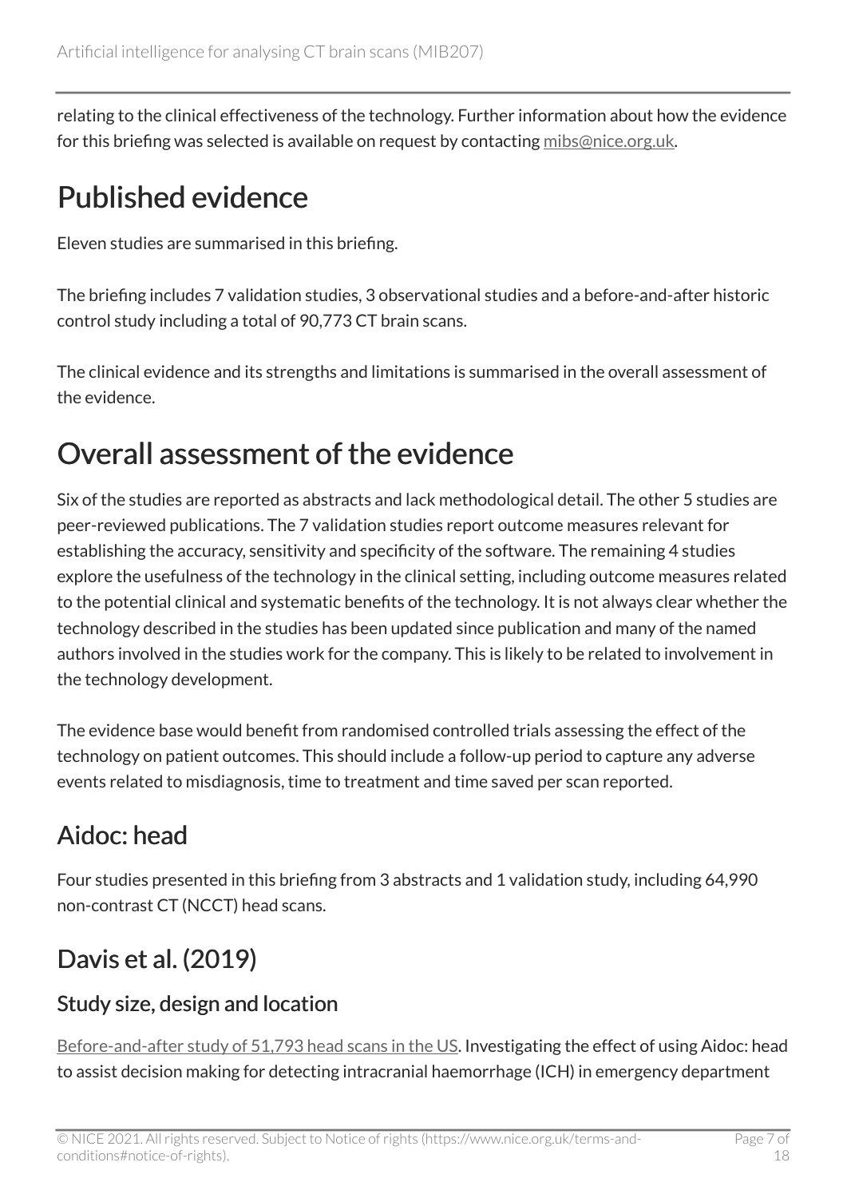relating to the clinical effectiveness of the technology. Further information about how the evidence for this briefing was selected is available on request by contacting mibs@nice.org.uk.

# Published evidence

Eleven studies are summarised in this briefing.

The briefing includes 7 validation studies, 3 observational studies and a before-and-after historic control study including a total of 90,773 CT brain scans.

The clinical evidence and its strengths and limitations is summarised in the overall assessment of the evidence.

# Overall assessment of the evidence

Six of the studies are reported as abstracts and lack methodological detail. The other 5 studies are peer-reviewed publications. The 7 validation studies report outcome measures relevant for establishing the accuracy, sensitivity and specificity of the software. The remaining 4 studies explore the usefulness of the technology in the clinical setting, including outcome measures related to the potential clinical and systematic benefits of the technology. It is not always clear whether the technology described in the studies has been updated since publication and many of the named authors involved in the studies work for the company. This is likely to be related to involvement in the technology development.

The evidence base would benefit from randomised controlled trials assessing the effect of the technology on patient outcomes. This should include a follow-up period to capture any adverse events related to misdiagnosis, time to treatment and time saved per scan reported.

## Aidoc: head

Four studies presented in this briefing from 3 abstracts and 1 validation study, including 64,990 non-contrast CT (NCCT) head scans.

## Davis et al. (2019)

### Study size, design and location

Before-and-after study of 51,793 head scans in the US. Investigating the effect of using Aidoc: head to assist decision making for detecting intracranial haemorrhage (ICH) in emergency department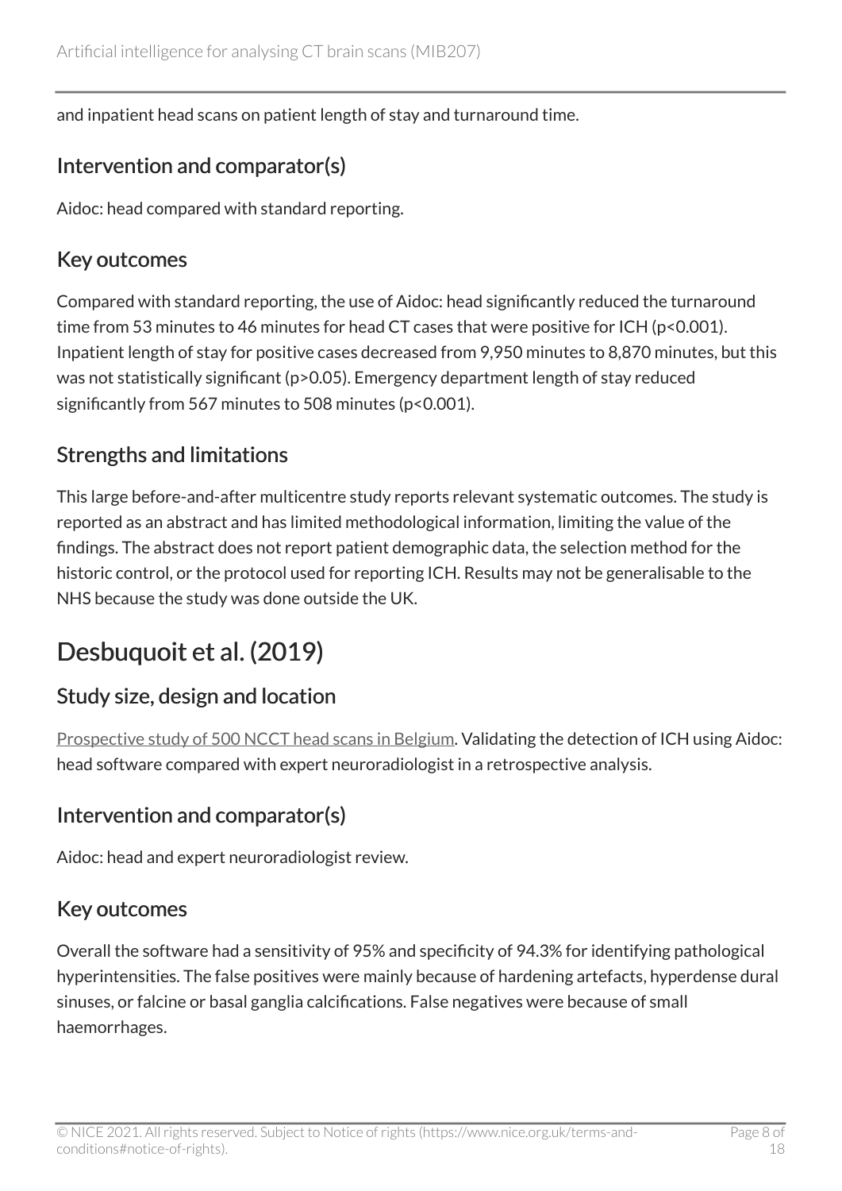and inpatient head scans on patient length of stay and turnaround time.

### Intervention and comparator(s)

Aidoc: head compared with standard reporting.

### Key outcomes

Compared with standard reporting, the use of Aidoc: head significantly reduced the turnaround time from 53 minutes to 46 minutes for head CT cases that were positive for ICH ($p<0.001$). Inpatient length of stay for positive cases decreased from 9,950 minutes to 8,870 minutes, but this was not statistically significant ($p>0.05$). Emergency department length of stay reduced significantly from 567 minutes to 508 minutes ($p<0.001$).

### Strengths and limitations

This large before-and-after multicentre study reports relevant systematic outcomes. The study is reported as an abstract and has limited methodological information, limiting the value of the findings. The abstract does not report patient demographic data, the selection method for the historic control, or the protocol used for reporting ICH. Results may not be generalisable to the NHS because the study was done outside the UK.

## Desbuquoit et al. (2019)

### Study size, design and location

Prospective study of 500 NCCT head scans in Belgium. Validating the detection of ICH using Aidoc: head software compared with expert neuroradiologist in a retrospective analysis.

### Intervention and comparator(s)

Aidoc: head and expert neuroradiologist review.

### Key outcomes

Overall the software had a sensitivity of 95% and specificity of 94.3% for identifying pathological hyperintensities. The false positives were mainly because of hardening artefacts, hyperdense dural sinuses, or falcine or basal ganglia calcifications. False negatives were because of small haemorrhages.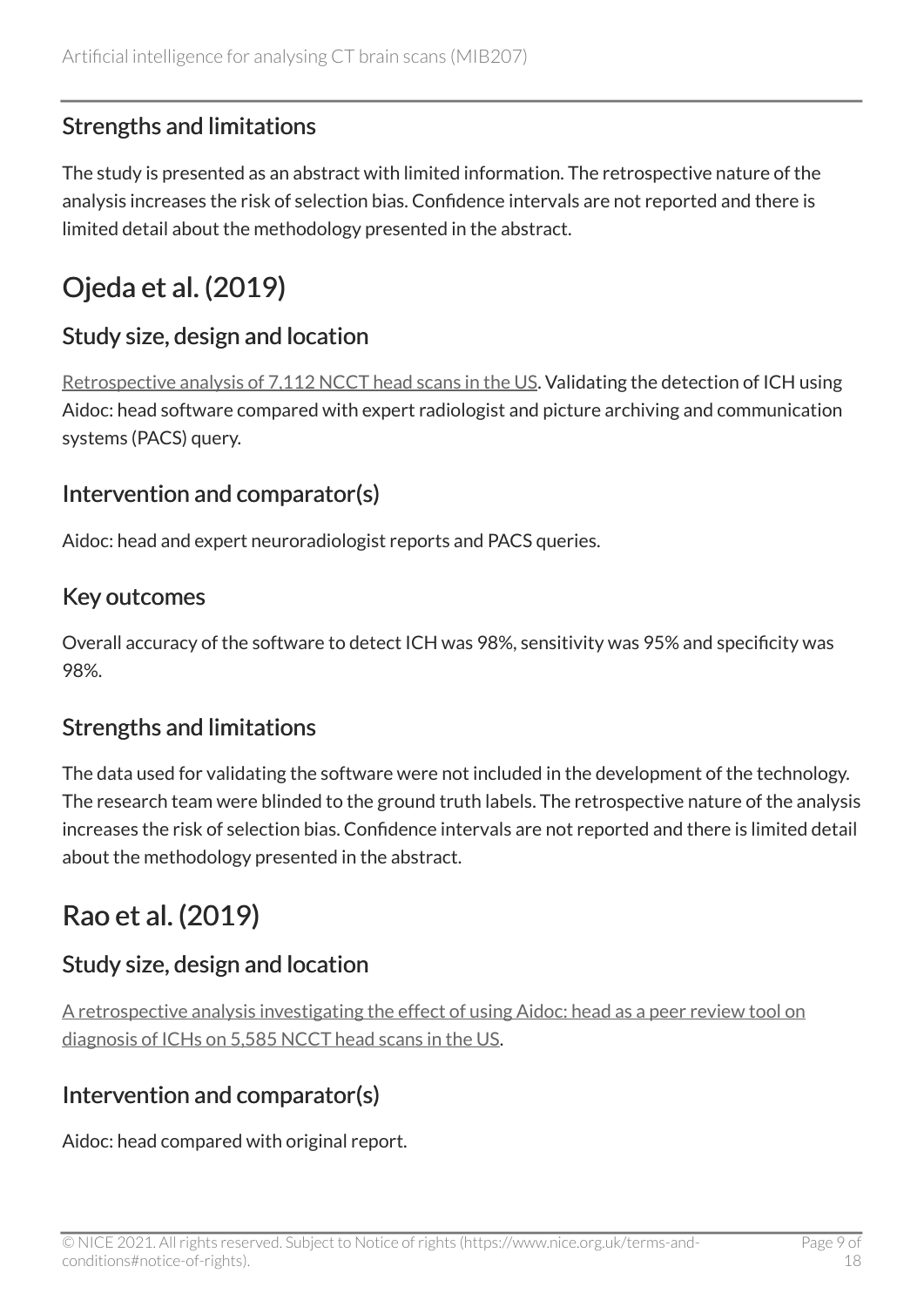### Strengths and limitations

The study is presented as an abstract with limited information. The retrospective nature of the analysis increases the risk of selection bias. Confidence intervals are not reported and there is limited detail about the methodology presented in the abstract.

## Ojeda et al. (2019)

### Study size, design and location

Retrospective analysis of 7,112 NCCT head scans in the US. Validating the detection of ICH using Aidoc: head software compared with expert radiologist and picture archiving and communication systems (PACS) query.

### Intervention and comparator(s)

Aidoc: head and expert neuroradiologist reports and PACS queries.

### Key outcomes

Overall accuracy of the software to detect ICH was 98%, sensitivity was 95% and specificity was 98%.

### Strengths and limitations

The data used for validating the software were not included in the development of the technology. The research team were blinded to the ground truth labels. The retrospective nature of the analysis increases the risk of selection bias. Confidence intervals are not reported and there is limited detail about the methodology presented in the abstract.

## Rao et al. (2019)

### Study size, design and location

A retrospective analysis investigating the effect of using Aidoc: head as a peer review tool on diagnosis of ICHs on 5,585 NCCT head scans in the US.

### Intervention and comparator(s)

Aidoc: head compared with original report.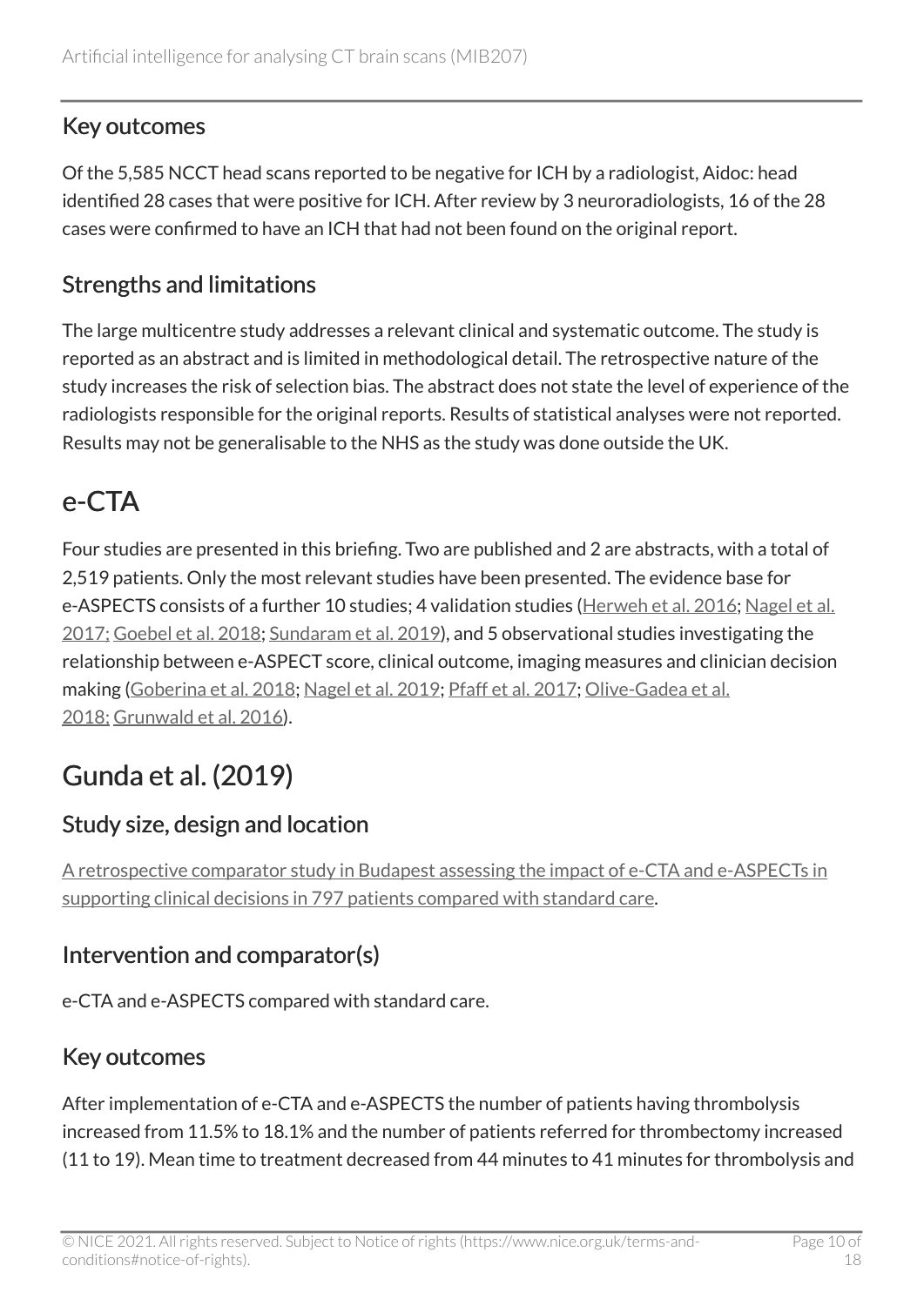### Key outcomes

Of the 5,585 NCCT head scans reported to be negative for ICH by a radiologist, Aidoc: head identified 28 cases that were positive for ICH. After review by 3 neuroradiologists, 16 of the 28 cases were confirmed to have an ICH that had not been found on the original report.

### Strengths and limitations

The large multicentre study addresses a relevant clinical and systematic outcome. The study is reported as an abstract and is limited in methodological detail. The retrospective nature of the study increases the risk of selection bias. The abstract does not state the level of experience of the radiologists responsible for the original reports. Results of statistical analyses were not reported. Results may not be generalisable to the NHS as the study was done outside the UK.

## e-CTA

Four studies are presented in this briefing. Two are published and 2 are abstracts, with a total of 2,519 patients. Only the most relevant studies have been presented. The evidence base for e-ASPECTS consists of a further 10 studies; 4 validation studies (Herweh et al. 2016; Nagel et al. 2017; Goebel et al. 2018; Sundaram et al. 2019), and 5 observational studies investigating the relationship between e-ASPECT score, clinical outcome, imaging measures and clinician decision making (Goberina et al. 2018; Nagel et al. 2019; Pfaff et al. 2017; Olive-Gadea et al. 2018; Grunwald et al. 2016).

## Gunda et al. (2019)

### Study size, design and location

A retrospective comparator study in Budapest assessing the impact of e-CTA and e-ASPECTs in supporting clinical decisions in 797 patients compared with standard care.

### Intervention and comparator(s)

e-CTA and e-ASPECTS compared with standard care.

### Key outcomes

After implementation of e-CTA and e-ASPECTS the number of patients having thrombolysis increased from 11.5% to 18.1% and the number of patients referred for thrombectomy increased (11 to 19). Mean time to treatment decreased from 44 minutes to 41 minutes for thrombolysis and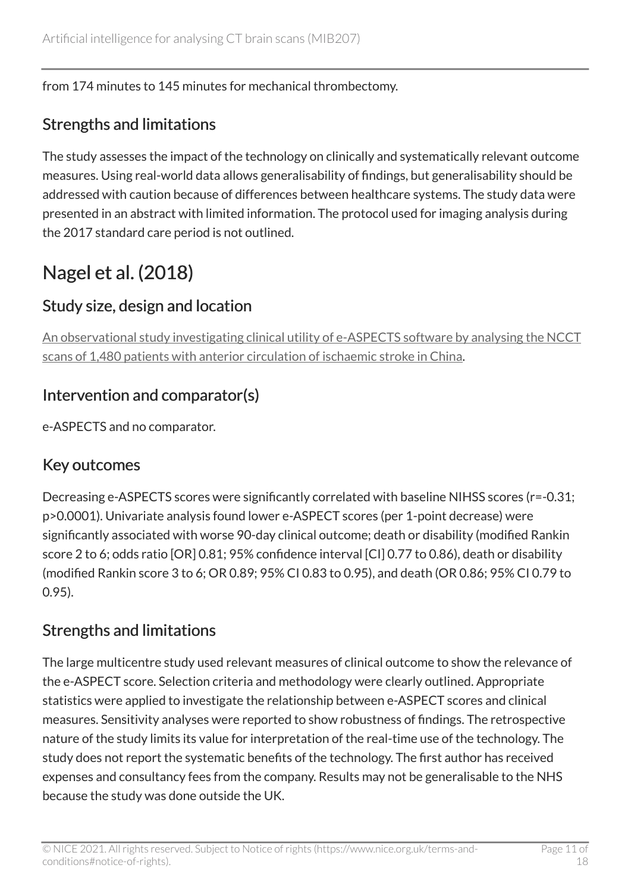from 174 minutes to 145 minutes for mechanical thrombectomy.

### Strengths and limitations

The study assesses the impact of the technology on clinically and systematically relevant outcome measures. Using real-world data allows generalisability of findings, but generalisability should be addressed with caution because of differences between healthcare systems. The study data were presented in an abstract with limited information. The protocol used for imaging analysis during the 2017 standard care period is not outlined.

## Nagel et al. (2018)

### Study size, design and location

An observational study investigating clinical utility of e-ASPECTS software by analysing the NCCT scans of 1,480 patients with anterior circulation of ischaemic stroke in China.

### Intervention and comparator(s)

e-ASPECTS and no comparator.

### Key outcomes

Decreasing e-ASPECTS scores were significantly correlated with baseline NIHSS scores (r=-0.31; p>0.0001). Univariate analysis found lower e-ASPECT scores (per 1-point decrease) were significantly associated with worse 90-day clinical outcome; death or disability (modified Rankin score 2 to 6; odds ratio [OR] 0.81; 95% confidence interval [CI] 0.77 to 0.86), death or disability (modified Rankin score 3 to 6; OR 0.89; 95% CI 0.83 to 0.95), and death (OR 0.86; 95% CI 0.79 to 0.95).

### Strengths and limitations

The large multicentre study used relevant measures of clinical outcome to show the relevance of the e-ASPECT score. Selection criteria and methodology were clearly outlined. Appropriate statistics were applied to investigate the relationship between e-ASPECT scores and clinical measures. Sensitivity analyses were reported to show robustness of findings. The retrospective nature of the study limits its value for interpretation of the real-time use of the technology. The study does not report the systematic benefits of the technology. The first author has received expenses and consultancy fees from the company. Results may not be generalisable to the NHS because the study was done outside the UK.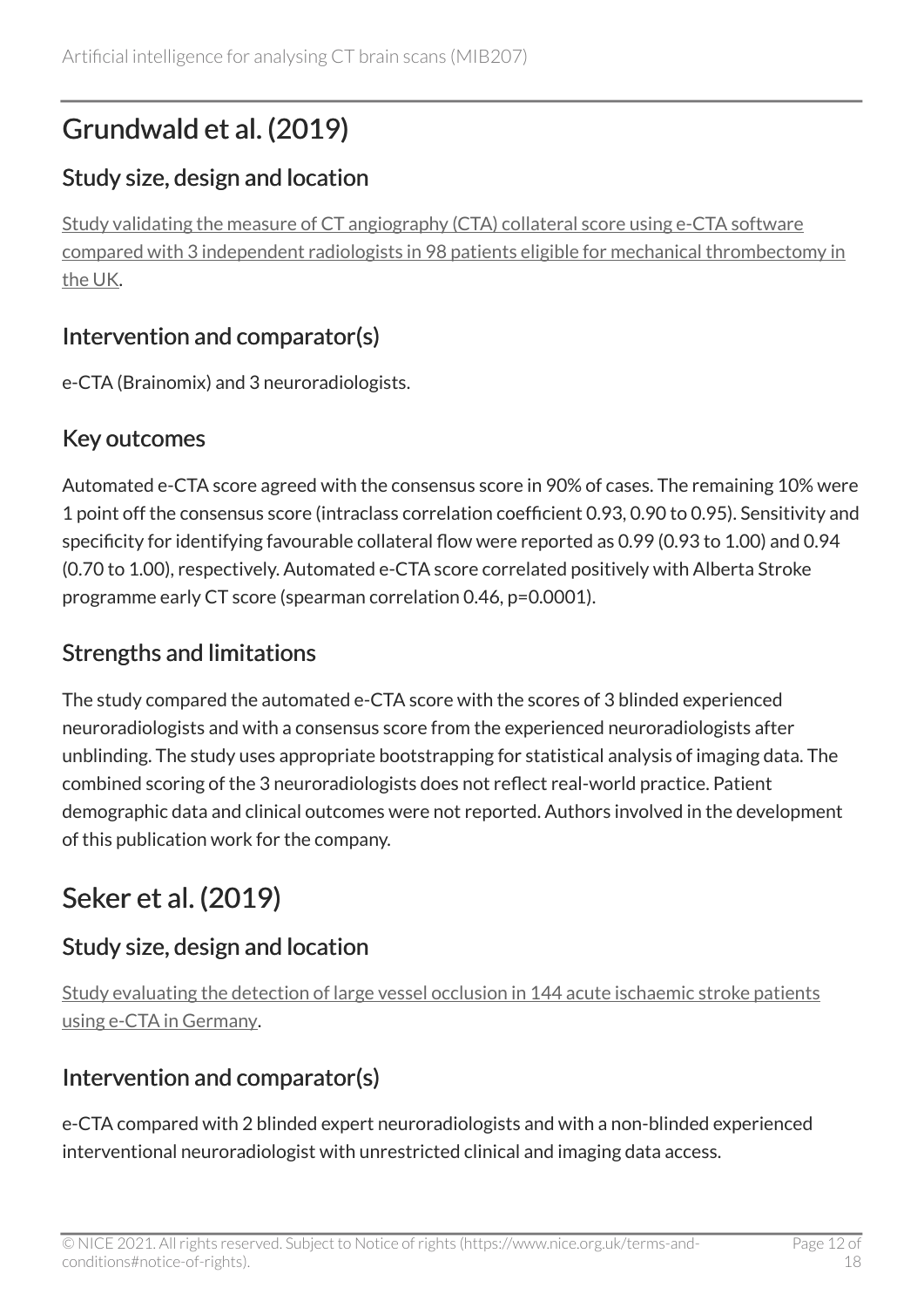## Grundwald et al. (2019)

### Study size, design and location

Study validating the measure of CT angiography (CTA) collateral score using e-CTA software compared with 3 independent radiologists in 98 patients eligible for mechanical thrombectomy in the UK.

### Intervention and comparator(s)

e-CTA (Brainomix) and 3 neuroradiologists.

### Key outcomes

Automated e-CTA score agreed with the consensus score in 90% of cases. The remaining 10% were 1 point off the consensus score (intraclass correlation coefficient 0.93, 0.90 to 0.95). Sensitivity and specificity for identifying favourable collateral flow were reported as 0.99 (0.93 to 1.00) and 0.94 (0.70 to 1.00), respectively. Automated e-CTA score correlated positively with Alberta Stroke programme early CT score (spearman correlation 0.46, p=0.0001).

### Strengths and limitations

The study compared the automated e-CTA score with the scores of 3 blinded experienced neuroradiologists and with a consensus score from the experienced neuroradiologists after unblinding. The study uses appropriate bootstrapping for statistical analysis of imaging data. The combined scoring of the 3 neuroradiologists does not reflect real-world practice. Patient demographic data and clinical outcomes were not reported. Authors involved in the development of this publication work for the company.

## Seker et al. (2019)

### Study size, design and location

Study evaluating the detection of large vessel occlusion in 144 acute ischaemic stroke patients using e-CTA in Germany.

### Intervention and comparator(s)

e-CTA compared with 2 blinded expert neuroradiologists and with a non-blinded experienced interventional neuroradiologist with unrestricted clinical and imaging data access.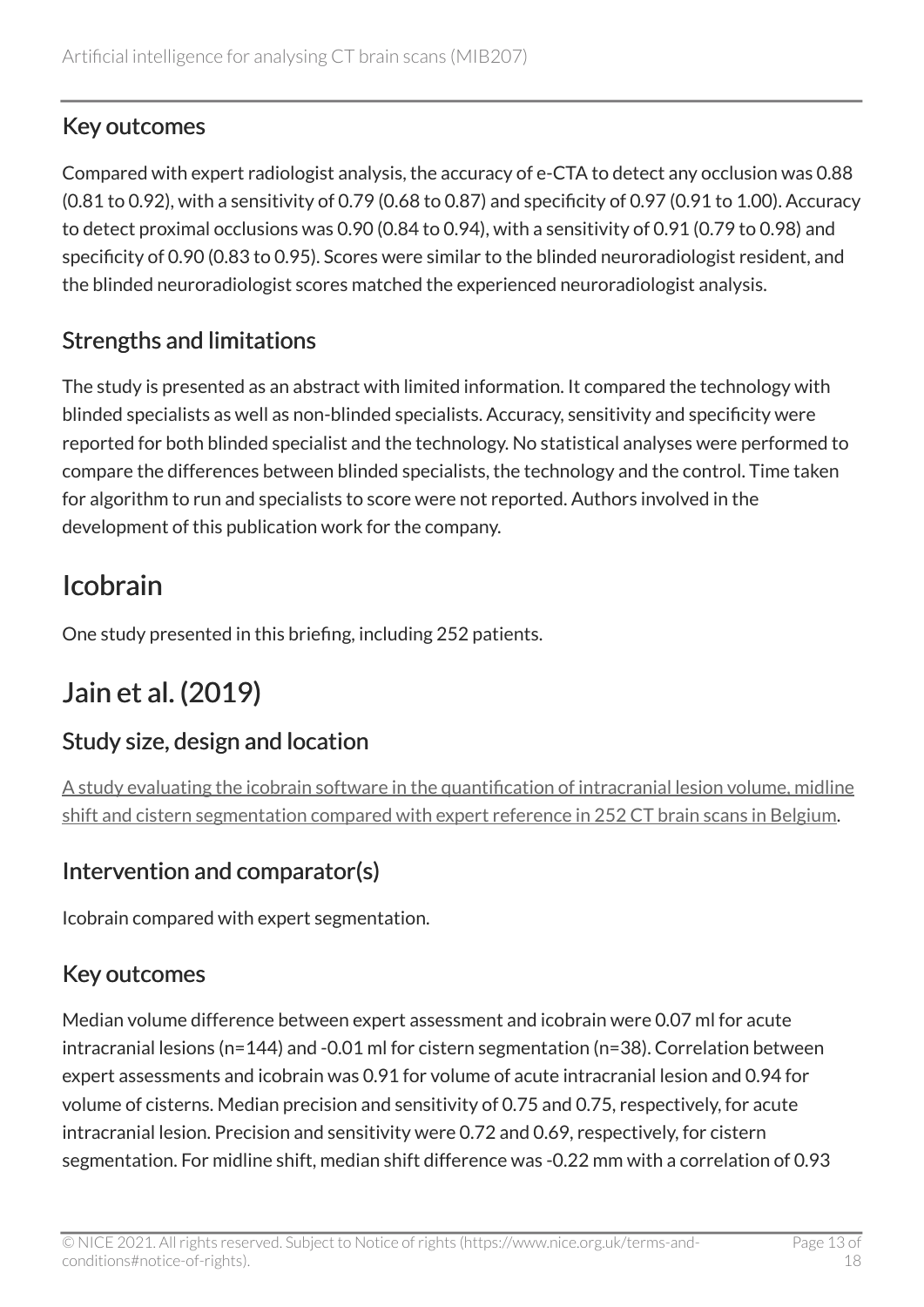### Key outcomes

Compared with expert radiologist analysis, the accuracy of e-CTA to detect any occlusion was 0.88 (0.81 to 0.92), with a sensitivity of 0.79 (0.68 to 0.87) and specificity of 0.97 (0.91 to 1.00). Accuracy to detect proximal occlusions was 0.90 (0.84 to 0.94), with a sensitivity of 0.91 (0.79 to 0.98) and specificity of 0.90 (0.83 to 0.95). Scores were similar to the blinded neuroradiologist resident, and the blinded neuroradiologist scores matched the experienced neuroradiologist analysis.

### Strengths and limitations

The study is presented as an abstract with limited information. It compared the technology with blinded specialists as well as non-blinded specialists. Accuracy, sensitivity and specificity were reported for both blinded specialist and the technology. No statistical analyses were performed to compare the differences between blinded specialists, the technology and the control. Time taken for algorithm to run and specialists to score were not reported. Authors involved in the development of this publication work for the company.

## Icobrain

One study presented in this briefing, including 252 patients.

## Jain et al. (2019)

### Study size, design and location

A study evaluating the icobrain software in the quantification of intracranial lesion volume, midline shift and cistern segmentation compared with expert reference in 252 CT brain scans in Belgium.

### Intervention and comparator(s)

Icobrain compared with expert segmentation.

### Key outcomes

Median volume difference between expert assessment and icobrain were 0.07 ml for acute intracranial lesions (n=144) and -0.01 ml for cistern segmentation (n=38). Correlation between expert assessments and icobrain was 0.91 for volume of acute intracranial lesion and 0.94 for volume of cisterns. Median precision and sensitivity of 0.75 and 0.75, respectively, for acute intracranial lesion. Precision and sensitivity were 0.72 and 0.69, respectively, for cistern segmentation. For midline shift, median shift difference was -0.22 mm with a correlation of 0.93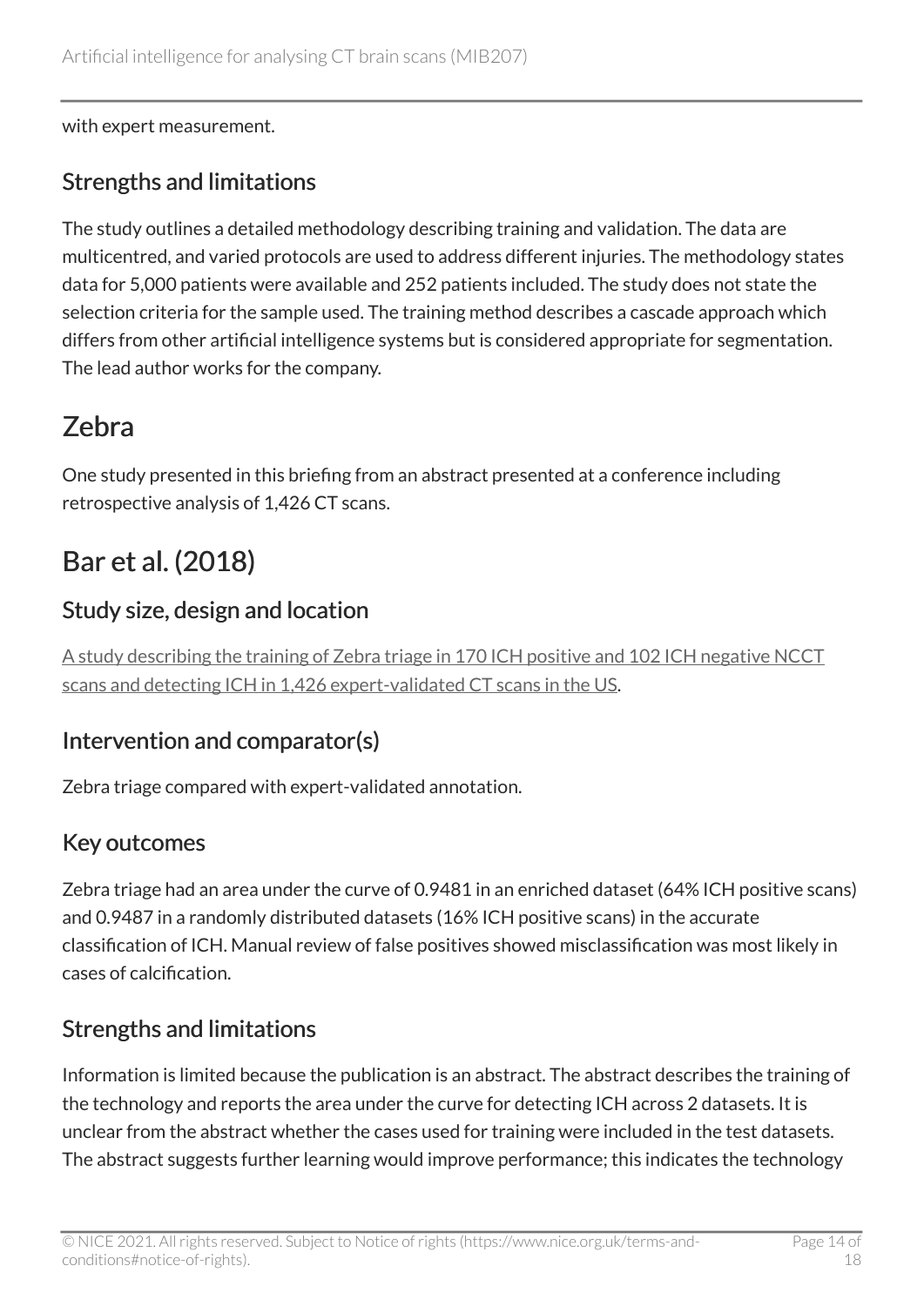with expert measurement.

### Strengths and limitations

The study outlines a detailed methodology describing training and validation. The data are multicentred, and varied protocols are used to address different injuries. The methodology states data for 5,000 patients were available and 252 patients included. The study does not state the selection criteria for the sample used. The training method describes a cascade approach which differs from other artificial intelligence systems but is considered appropriate for segmentation. The lead author works for the company.

## Zebra

One study presented in this briefing from an abstract presented at a conference including retrospective analysis of 1,426 CT scans.

## Bar et al. (2018)

### Study size, design and location

A study describing the training of Zebra triage in 170 ICH positive and 102 ICH negative NCCT scans and detecting ICH in 1,426 expert-validated CT scans in the US.

### Intervention and comparator(s)

Zebra triage compared with expert-validated annotation.

### Key outcomes

Zebra triage had an area under the curve of 0.9481 in an enriched dataset (64% ICH positive scans) and 0.9487 in a randomly distributed datasets (16% ICH positive scans) in the accurate classification of ICH. Manual review of false positives showed misclassification was most likely in cases of calcification.

### Strengths and limitations

Information is limited because the publication is an abstract. The abstract describes the training of the technology and reports the area under the curve for detecting ICH across 2 datasets. It is unclear from the abstract whether the cases used for training were included in the test datasets. The abstract suggests further learning would improve performance; this indicates the technology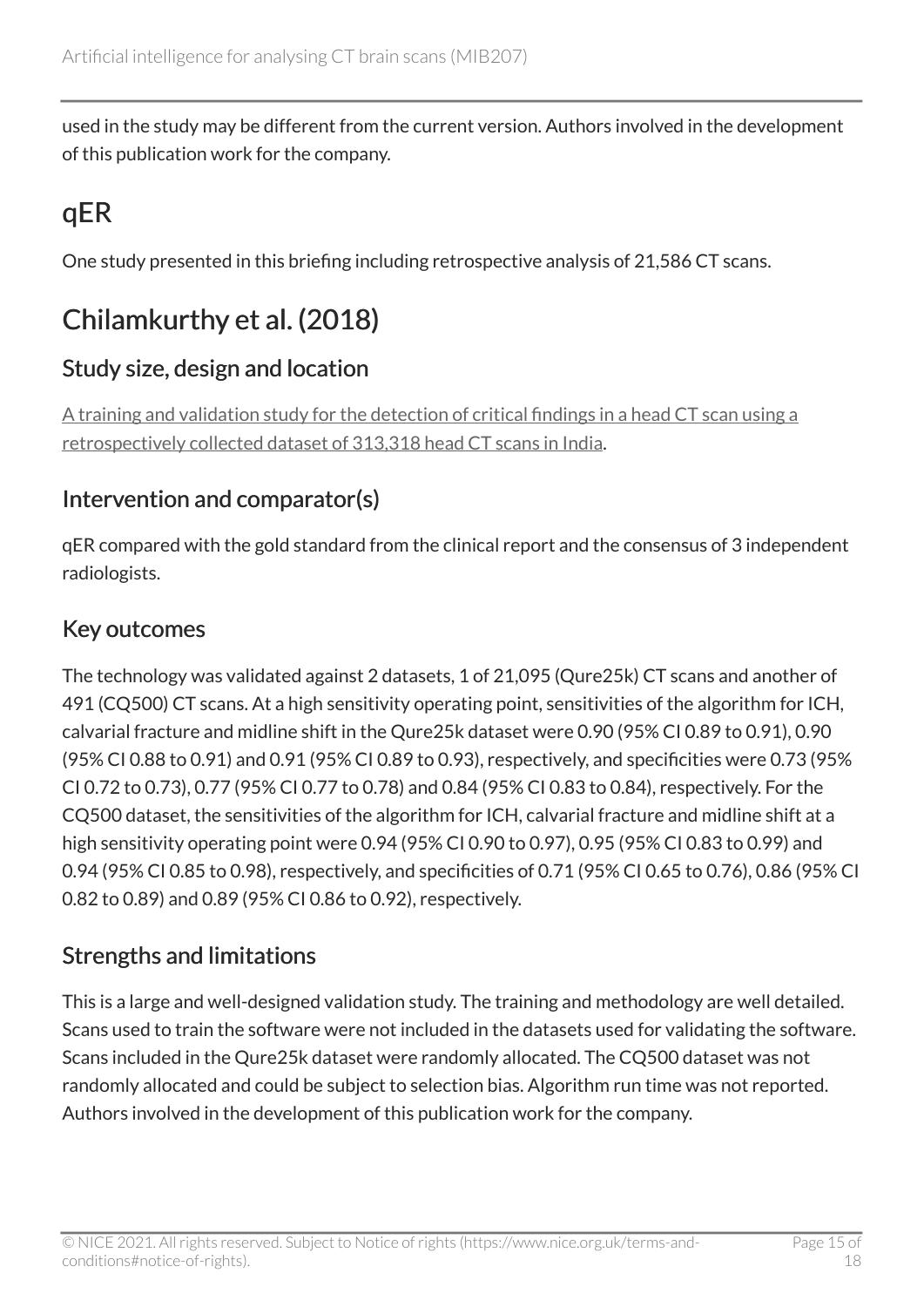used in the study may be different from the current version. Authors involved in the development of this publication work for the company.

## qER

One study presented in this briefing including retrospective analysis of 21,586 CT scans.

## Chilamkurthy et al. (2018)

### Study size, design and location

A training and validation study for the detection of critical findings in a head CT scan using a retrospectively collected dataset of 313,318 head CT scans in India.

### Intervention and comparator(s)

qER compared with the gold standard from the clinical report and the consensus of 3 independent radiologists.

### Key outcomes

The technology was validated against 2 datasets, 1 of 21,095 (Qure25k) CT scans and another of 491 (CQ500) CT scans. At a high sensitivity operating point, sensitivities of the algorithm for ICH, calvarial fracture and midline shift in the Qure25k dataset were 0.90 (95% CI 0.89 to 0.91), 0.90 (95% CI 0.88 to 0.91) and 0.91 (95% CI 0.89 to 0.93), respectively, and specificities were 0.73 (95% CI 0.72 to 0.73), 0.77 (95% CI 0.77 to 0.78) and 0.84 (95% CI 0.83 to 0.84), respectively. For the CQ500 dataset, the sensitivities of the algorithm for ICH, calvarial fracture and midline shift at a high sensitivity operating point were 0.94 (95% CI 0.90 to 0.97), 0.95 (95% CI 0.83 to 0.99) and 0.94 (95% CI 0.85 to 0.98), respectively, and specificities of 0.71 (95% CI 0.65 to 0.76), 0.86 (95% CI 0.82 to 0.89) and 0.89 (95% CI 0.86 to 0.92), respectively.

### Strengths and limitations

This is a large and well-designed validation study. The training and methodology are well detailed. Scans used to train the software were not included in the datasets used for validating the software. Scans included in the Qure25k dataset were randomly allocated. The CQ500 dataset was not randomly allocated and could be subject to selection bias. Algorithm run time was not reported. Authors involved in the development of this publication work for the company.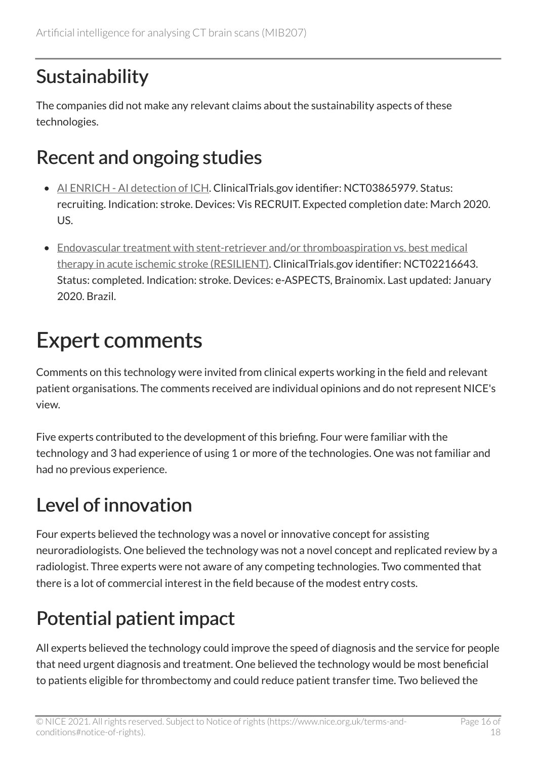## Sustainability

The companies did not make any relevant claims about the sustainability aspects of these technologies.

## Recent and ongoing studies

- AI ENRICH - AI detection of ICH. ClinicalTrials.gov identifier: NCT03865979. Status: recruiting. Indication: stroke. Devices: Vis RECRUIT. Expected completion date: March 2020. US.
- Endovascular treatment with stent-retriever and/or thromboaspiration vs. best medical therapy in acute ischemic stroke (RESILIENT). ClinicalTrials.gov identifier: NCT02216643. Status: completed. Indication: stroke. Devices: e-ASPECTS, Brainomix. Last updated: January 2020. Brazil.

# Expert comments

Comments on this technology were invited from clinical experts working in the field and relevant patient organisations. The comments received are individual opinions and do not represent NICE's view.

Five experts contributed to the development of this briefing. Four were familiar with the technology and 3 had experience of using 1 or more of the technologies. One was not familiar and had no previous experience.

## Level of innovation

Four experts believed the technology was a novel or innovative concept for assisting neuroradiologists. One believed the technology was not a novel concept and replicated review by a radiologist. Three experts were not aware of any competing technologies. Two commented that there is a lot of commercial interest in the field because of the modest entry costs.

## Potential patient impact

All experts believed the technology could improve the speed of diagnosis and the service for people that need urgent diagnosis and treatment. One believed the technology would be most beneficial to patients eligible for thrombectomy and could reduce patient transfer time. Two believed the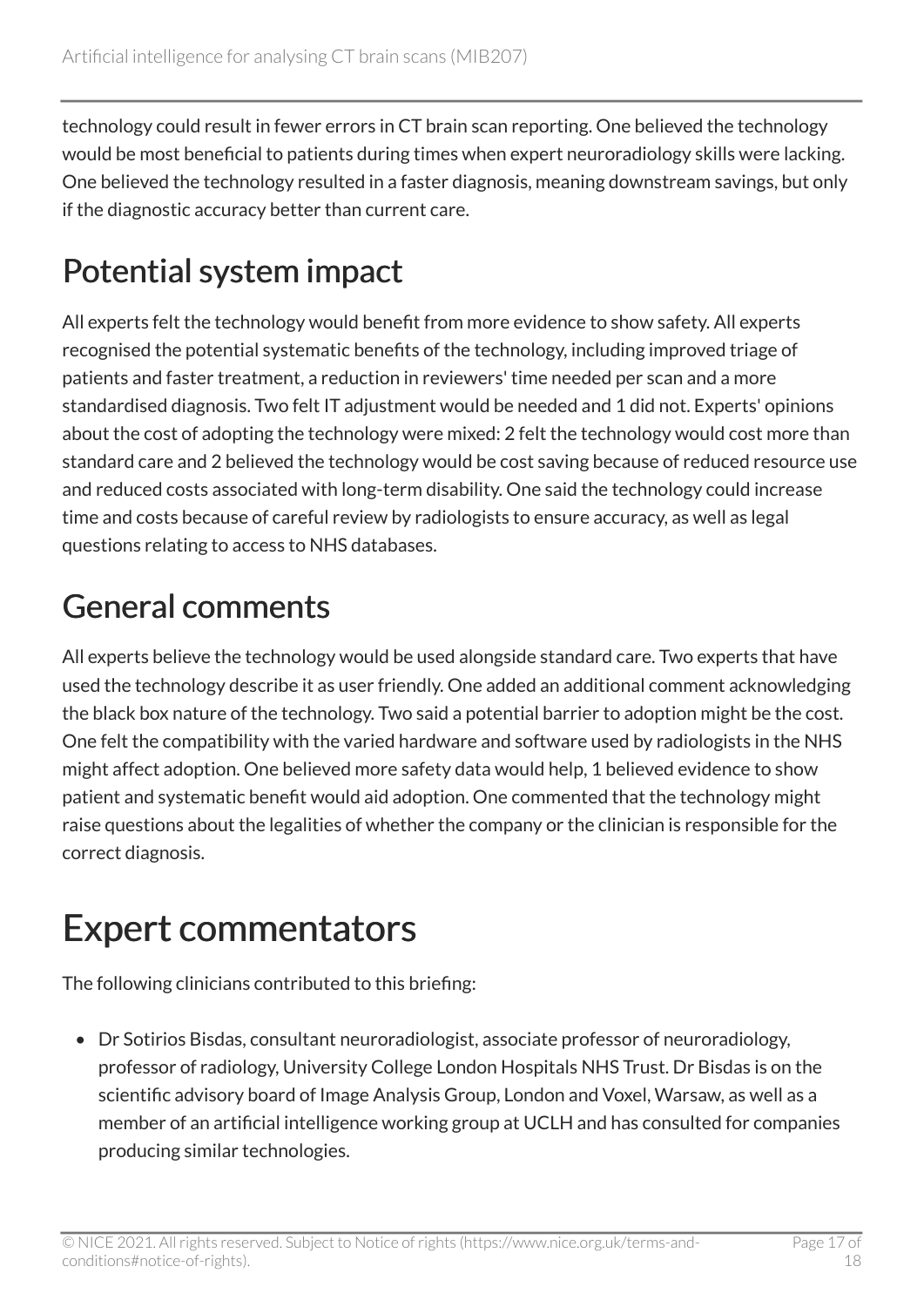technology could result in fewer errors in CT brain scan reporting. One believed the technology would be most beneficial to patients during times when expert neuroradiology skills were lacking. One believed the technology resulted in a faster diagnosis, meaning downstream savings, but only if the diagnostic accuracy better than current care.

## Potential system impact

All experts felt the technology would benefit from more evidence to show safety. All experts recognised the potential systematic benefits of the technology, including improved triage of patients and faster treatment, a reduction in reviewers' time needed per scan and a more standardised diagnosis. Two felt IT adjustment would be needed and 1 did not. Experts' opinions about the cost of adopting the technology were mixed: 2 felt the technology would cost more than standard care and 2 believed the technology would be cost saving because of reduced resource use and reduced costs associated with long-term disability. One said the technology could increase time and costs because of careful review by radiologists to ensure accuracy, as well as legal questions relating to access to NHS databases.

## General comments

All experts believe the technology would be used alongside standard care. Two experts that have used the technology describe it as user friendly. One added an additional comment acknowledging the black box nature of the technology. Two said a potential barrier to adoption might be the cost. One felt the compatibility with the varied hardware and software used by radiologists in the NHS might affect adoption. One believed more safety data would help, 1 believed evidence to show patient and systematic benefit would aid adoption. One commented that the technology might raise questions about the legalities of whether the company or the clinician is responsible for the correct diagnosis.

# Expert commentators

The following clinicians contributed to this briefing:

- Dr Sotirios Bisdas, consultant neuroradiologist, associate professor of neuroradiology, professor of radiology, University College London Hospitals NHS Trust. Dr Bisdas is on the scientific advisory board of Image Analysis Group, London and Voxel, Warsaw, as well as a member of an artificial intelligence working group at UCLH and has consulted for companies producing similar technologies.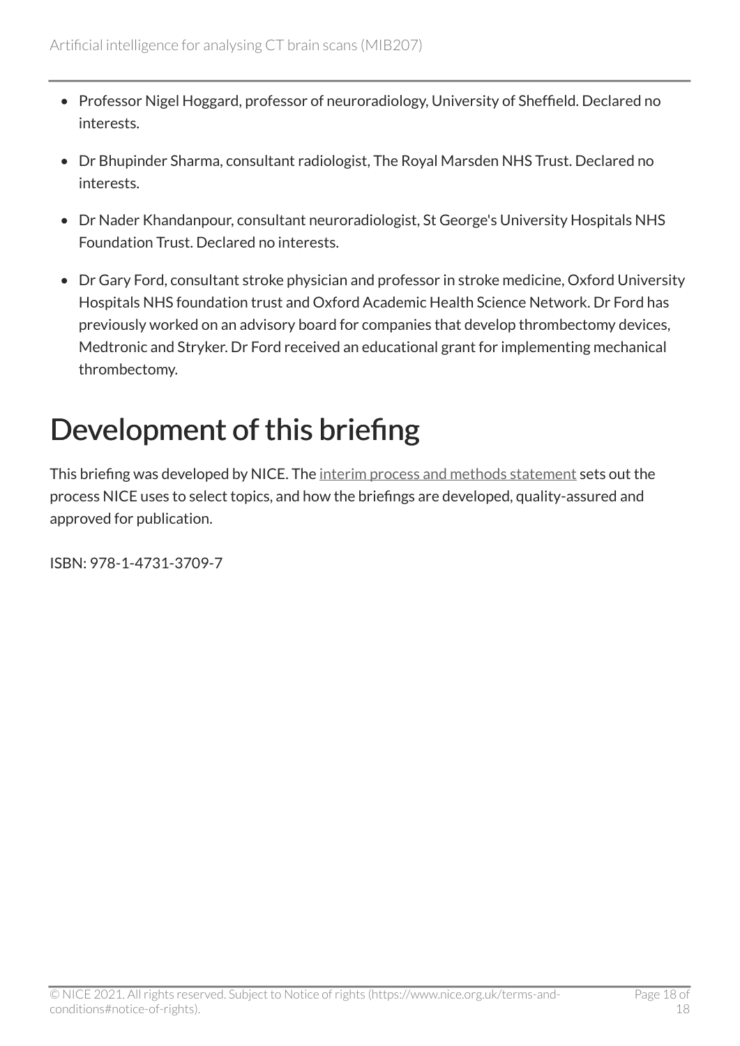- Professor Nigel Hoggard, professor of neuroradiology, University of Sheffield. Declared no interests.
- Dr Bhupinder Sharma, consultant radiologist, The Royal Marsden NHS Trust. Declared no interests.
- Dr Nader Khandanpour, consultant neuroradiologist, St George's University Hospitals NHS Foundation Trust. Declared no interests.
- Dr Gary Ford, consultant stroke physician and professor in stroke medicine, Oxford University Hospitals NHS foundation trust and Oxford Academic Health Science Network. Dr Ford has previously worked on an advisory board for companies that develop thrombectomy devices, Medtronic and Stryker. Dr Ford received an educational grant for implementing mechanical thrombectomy.

# Development of this briefing

This briefing was developed by NICE. The interim process and methods statement sets out the process NICE uses to select topics, and how the briefings are developed, quality-assured and approved for publication.

ISBN: 978-1-4731-3709-7